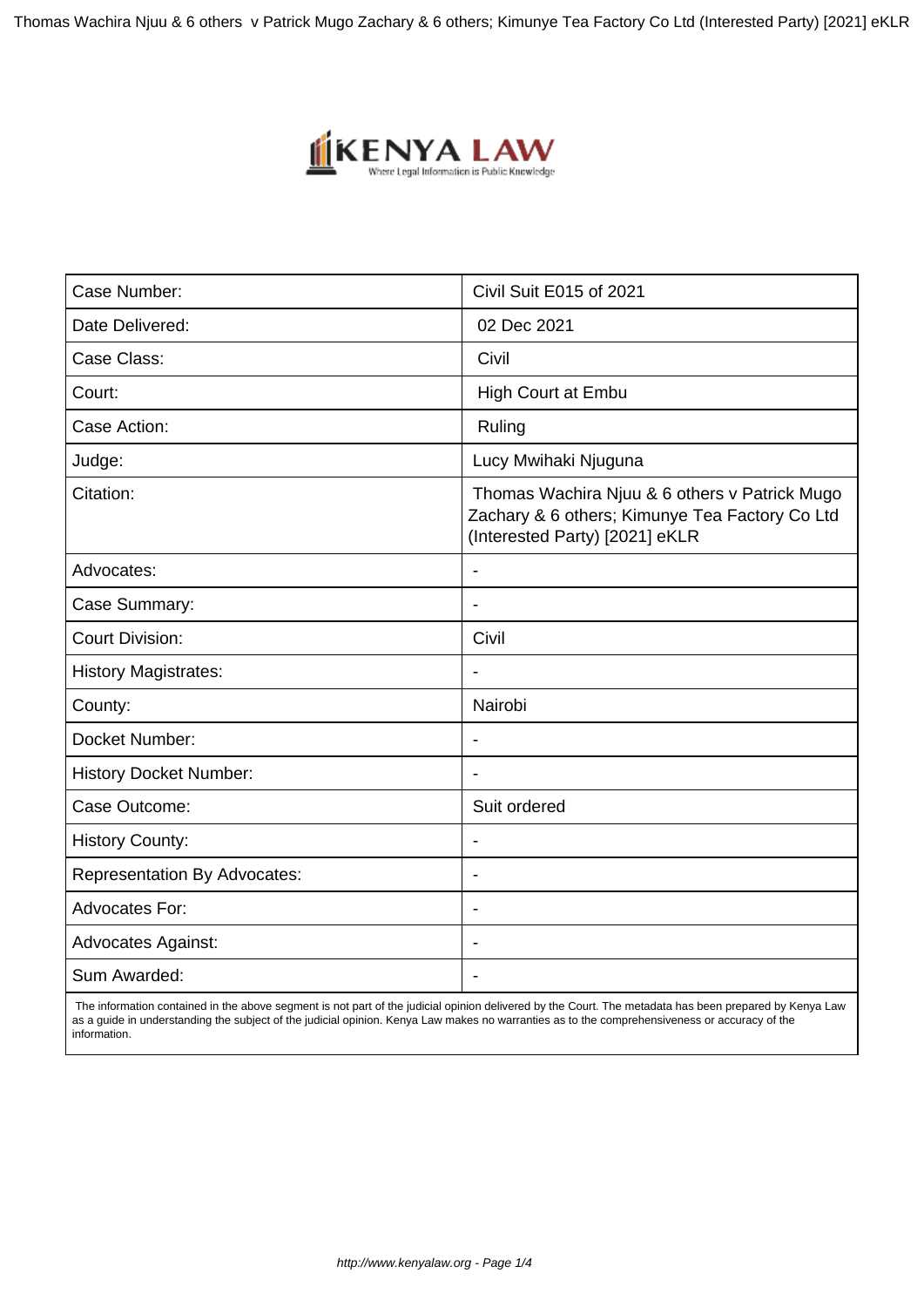| Case Number: | Civil Suit E015 of 2021 |
| --- | --- |
| Date Delivered: | 02 Dec 2021 |
| Case Class: | Civil |
| Court: | High Court at Embu |
| Case Action: | Ruling |
| Judge: | Lucy Mwihaki Njuguna |
| Citation: | Thomas Wachira Njuu & 6 others v Patrick Mugo Zachary & 6 others; Kimunye Tea Factory Co Ltd (Interested Party) [2021] eKLR |
| Advocates: | - |
| Case Summary: | - |
| Court Division: | Civil |
| History Magistrates: | - |
| County: | Nairobi |
| Docket Number: | - |
| History Docket Number: | - |
| Case Outcome: | Suit ordered |
| History County: | - |
| Representation By Advocates: | - |
| Advocates For: | - |
| Advocates Against: | - |
| Sum Awarded: | - |

The information contained in the above segment is not part of the judicial opinion delivered by the Court. The metadata has been prepared by Kenya Law as a guide in understanding the subject of the judicial opinion. Kenya Law makes no warranties as to the comprehensiveness or accuracy of the information.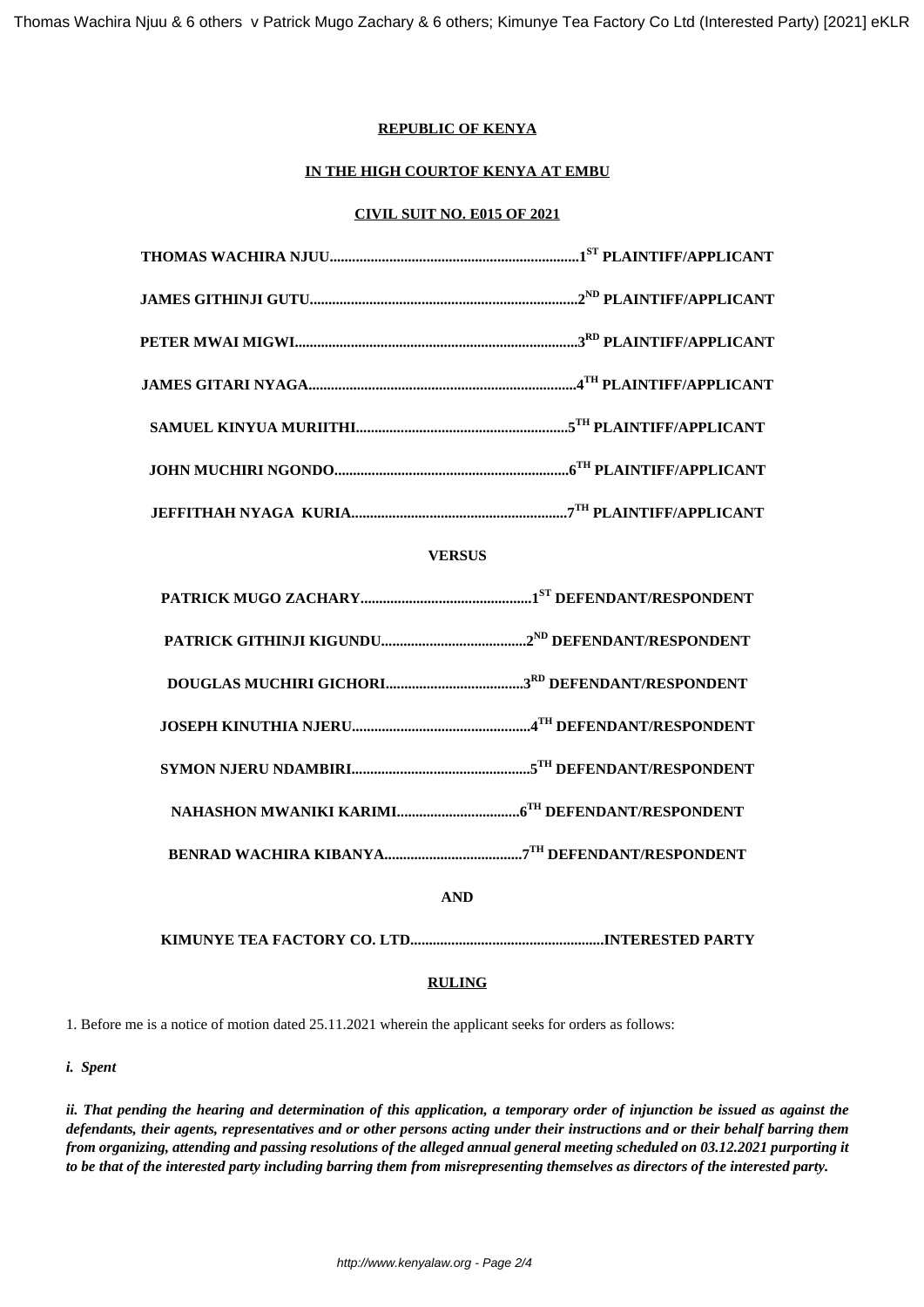**REPUBLIC OF KENYA**

**IN THE HIGH COURTOF KENYA AT EMBU**

**CIVIL SUIT NO. E015 OF 2021**

**THOMAS WACHIRA NJUU.................................................................1[ST] PLAINTIFF/APPLICANT**

**JAMES GITHINJI GUTU......................................................................2[ND] PLAINTIFF/APPLICANT**

**PETER MWAI MIGWI..........................................................................3[RD] PLAINTIFF/APPLICANT**

**JAMES GITARI NYAGA......................................................................4[TH] PLAINTIFF/APPLICANT**

**SAMUEL KINYUA MURIITHI........................................................5[TH] PLAINTIFF/APPLICANT**

**JOHN MUCHIRI NGONDO..............................................................6[TH] PLAINTIFF/APPLICANT**

**JEFFITHAH NYAGA KURIA..........................................................7[TH] PLAINTIFF/APPLICANT**

**VERSUS**

**PATRICK MUGO ZACHARY.............................................1[ST] DEFENDANT/RESPONDENT**

**PATRICK GITHINJI KIGUNDU......................................2[ND] DEFENDANT/RESPONDENT**

**DOUGLAS MUCHIRI GICHORI....................................3[RD] DEFENDANT/RESPONDENT**

**JOSEPH KINUTHIA NJERU...............................................4[TH] DEFENDANT/RESPONDENT**

**SYMON NJERU NDAMBIRI...............................................5[TH] DEFENDANT/RESPONDENT**

**NAHASHON MWANIKI KARIMI................................6[TH] DEFENDANT/RESPONDENT**

**BENRAD WACHIRA KIBANYA....................................7[TH] DEFENDANT/RESPONDENT**

**AND**

**KIMUNYE TEA FACTORY CO. LTD...................................................INTERESTED PARTY**

**RULING**

1. Before me is a notice of motion dated 25.11.2021 wherein the applicant seeks for orders as follows:

***i. Spent***

***ii. That pending the hearing and determination of this application, a temporary order of injunction be issued as against the defendants, their agents, representatives and or other persons acting under their instructions and or their behalf barring them from organizing, attending and passing resolutions of the alleged annual general meeting scheduled on 03.12.2021 purporting it to be that of the interested party including barring them from misrepresenting themselves as directors of the interested party.***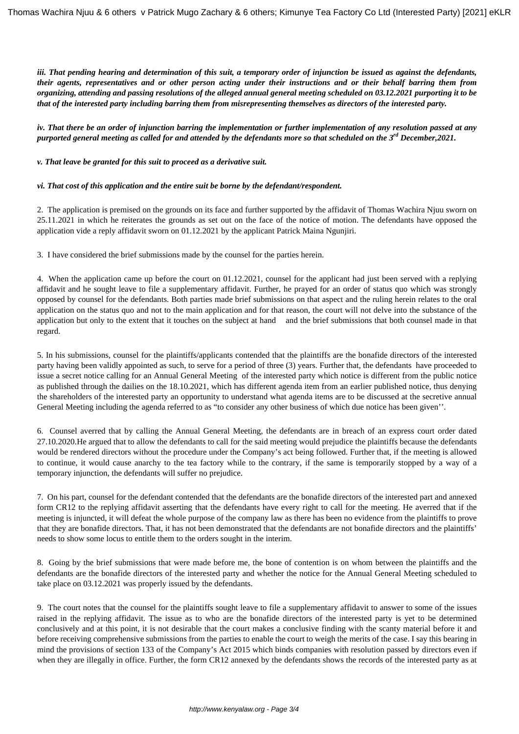***iii. That pending hearing and determination of this suit, a temporary order of injunction be issued as against the defendants, their agents, representatives and or other person acting under their instructions and or their behalf barring them from organizing, attending and passing resolutions of the alleged annual general meeting scheduled on 03.12.2021 purporting it to be that of the interested party including barring them from misrepresenting themselves as directors of the interested party.***

***iv. That there be an order of injunction barring the implementation or further implementation of any resolution passed at any purported general meeting as called for and attended by the defendants more so that scheduled on the 3rd December,2021.***

***v. That leave be granted for this suit to proceed as a derivative suit.***

***vi. That cost of this application and the entire suit be borne by the defendant/respondent.***

2. The application is premised on the grounds on its face and further supported by the affidavit of Thomas Wachira Njuu sworn on 25.11.2021 in which he reiterates the grounds as set out on the face of the notice of motion. The defendants have opposed the application vide a reply affidavit sworn on 01.12.2021 by the applicant Patrick Maina Ngunjiri.

3. I have considered the brief submissions made by the counsel for the parties herein.

4. When the application came up before the court on 01.12.2021, counsel for the applicant had just been served with a replying affidavit and he sought leave to file a supplementary affidavit. Further, he prayed for an order of status quo which was strongly opposed by counsel for the defendants. Both parties made brief submissions on that aspect and the ruling herein relates to the oral application on the status quo and not to the main application and for that reason, the court will not delve into the substance of the application but only to the extent that it touches on the subject at hand and the brief submissions that both counsel made in that regard.

5. In his submissions, counsel for the plaintiffs/applicants contended that the plaintiffs are the bonafide directors of the interested party having been validly appointed as such, to serve for a period of three (3) years. Further that, the defendants have proceeded to issue a secret notice calling for an Annual General Meeting of the interested party which notice is different from the public notice as published through the dailies on the 18.10.2021, which has different agenda item from an earlier published notice, thus denying the shareholders of the interested party an opportunity to understand what agenda items are to be discussed at the secretive annual General Meeting including the agenda referred to as "to consider any other business of which due notice has been given''.

6. Counsel averred that by calling the Annual General Meeting, the defendants are in breach of an express court order dated 27.10.2020.He argued that to allow the defendants to call for the said meeting would prejudice the plaintiffs because the defendants would be rendered directors without the procedure under the Company's act being followed. Further that, if the meeting is allowed to continue, it would cause anarchy to the tea factory while to the contrary, if the same is temporarily stopped by a way of a temporary injunction, the defendants will suffer no prejudice.

7. On his part, counsel for the defendant contended that the defendants are the bonafide directors of the interested part and annexed form CR12 to the replying affidavit asserting that the defendants have every right to call for the meeting. He averred that if the meeting is injuncted, it will defeat the whole purpose of the company law as there has been no evidence from the plaintiffs to prove that they are bonafide directors. That, it has not been demonstrated that the defendants are not bonafide directors and the plaintiffs' needs to show some locus to entitle them to the orders sought in the interim.

8. Going by the brief submissions that were made before me, the bone of contention is on whom between the plaintiffs and the defendants are the bonafide directors of the interested party and whether the notice for the Annual General Meeting scheduled to take place on 03.12.2021 was properly issued by the defendants.

9. The court notes that the counsel for the plaintiffs sought leave to file a supplementary affidavit to answer to some of the issues raised in the replying affidavit. The issue as to who are the bonafide directors of the interested party is yet to be determined conclusively and at this point, it is not desirable that the court makes a conclusive finding with the scanty material before it and before receiving comprehensive submissions from the parties to enable the court to weigh the merits of the case. I say this bearing in mind the provisions of section 133 of the Company's Act 2015 which binds companies with resolution passed by directors even if when they are illegally in office. Further, the form CR12 annexed by the defendants shows the records of the interested party as at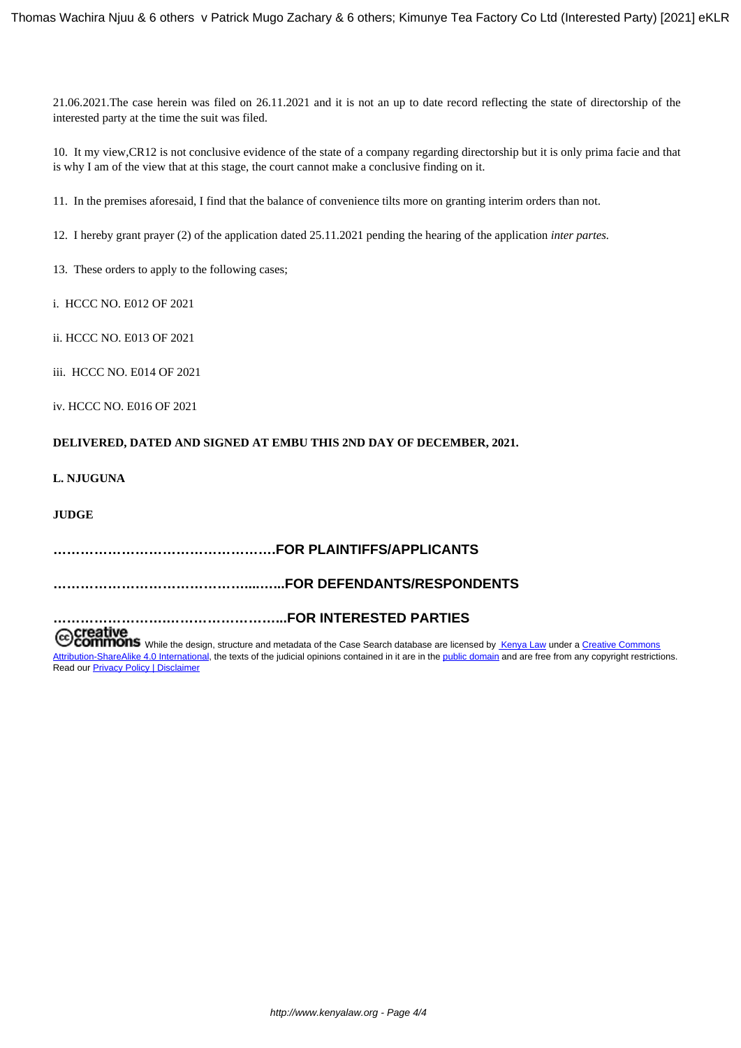21.06.2021.The case herein was filed on 26.11.2021 and it is not an up to date record reflecting the state of directorship of the interested party at the time the suit was filed.

10. It my view,CR12 is not conclusive evidence of the state of a company regarding directorship but it is only prima facie and that is why I am of the view that at this stage, the court cannot make a conclusive finding on it.

11. In the premises aforesaid, I find that the balance of convenience tilts more on granting interim orders than not.

12. I hereby grant prayer (2) of the application dated 25.11.2021 pending the hearing of the application *inter partes.*

13. These orders to apply to the following cases;

i. HCCC NO. E012 OF 2021

ii. HCCC NO. E013 OF 2021

iii. HCCC NO. E014 OF 2021

iv. HCCC NO. E016 OF 2021

**DELIVERED, DATED AND SIGNED AT EMBU THIS 2ND DAY OF DECEMBER, 2021.**

**L. NJUGUNA**

**JUDGE**

**………………………………………….FOR PLAINTIFFS/APPLICANTS**

**……………………………………...…...FOR DEFENDANTS/RESPONDENTS**

**……………………….……………………..FOR INTERESTED PARTIES**

While the design, structure and metadata of the Case Search database are licensed by Kenya Law under a Creative Commons Attribution-ShareAlike 4.0 International, the texts of the judicial opinions contained in it are in the public domain and are free from any copyright restrictions. Read our Privacy Policy | Disclaimer